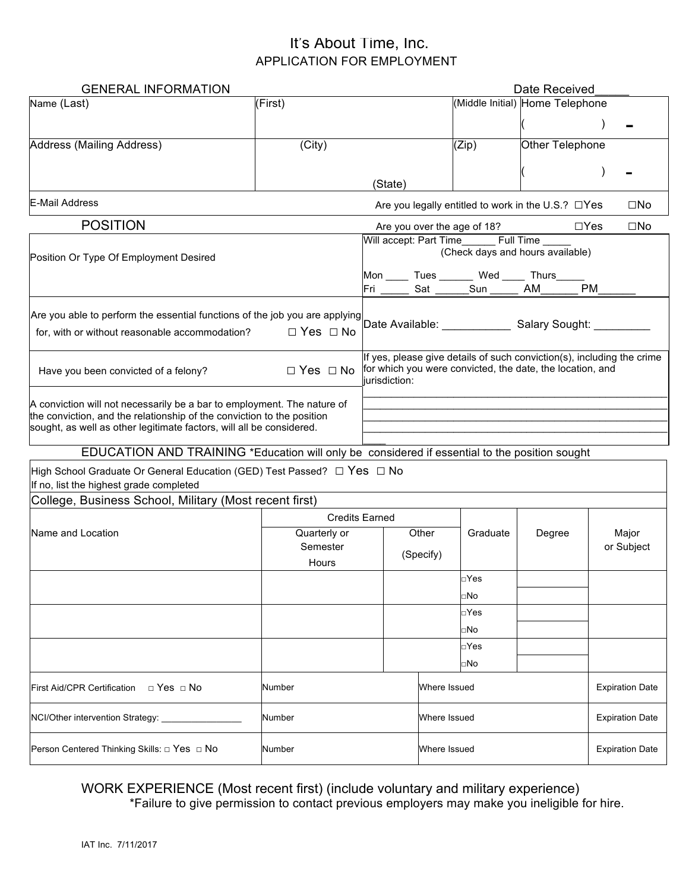# It's About Time, Inc.

## APPLICATION FOR EMPLOYMENT

### GENERAL INFORMATION

Date Received_____

| Name (Last) | (First) | (Middle Initial) | Home Telephone ( ) - |
|---|---|---|---|
| Address (Mailing Address) | (City) (State) | (Zip) | Other Telephone ( ) - |
| E-Mail Address | Are you legally entitled to work in the U.S.? ☐Yes ☐No | | |

### POSITION

Are you over the age of 18? ☐Yes ☐No

| | |
|---|---|
| Position Or Type Of Employment Desired | Will accept: Part Time______ Full Time _____ (Check days and hours available) Mon ____ Tues ______ Wed ____ Thurs_____ Fri _____ Sat ______Sun _____ AM______ PM______ |
| Are you able to perform the essential functions of the job you are applying for, with or without reasonable accommodation? ☐ Yes ☐ No | Date Available: ___________ Salary Sought: _________ |
| Have you been convicted of a felony? ☐ Yes ☐ No | If yes, please give details of such conviction(s), including the crime for which you were convicted, the date, the location, and jurisdiction: |
| A conviction will not necessarily be a bar to employment. The nature of the conviction, and the relationship of the conviction to the position sought, as well as other legitimate factors, will all be considered. | ______________________________ |

### EDUCATION AND TRAINING

*Education will only be considered if essential to the position sought

High School Graduate Or General Education (GED) Test Passed? ☐ Yes ☐ No
If no, list the highest grade completed

College, Business School, Military (Most recent first)

| Name and Location | Credits Earned: Quarterly or Semester Hours | Credits Earned: Other (Specify) | Graduate | Degree | Major or Subject |
|---|---|---|---|---|---|
| | | | ☐Yes ☐No | | |
| | | | ☐Yes ☐No | | |
| | | | ☐Yes ☐No | | |

| | | | |
|---|---|---|---|
| First Aid/CPR Certification ☐ Yes ☐ No | Number | Where Issued | Expiration Date |
| NCI/Other intervention Strategy: ________________ | Number | Where Issued | Expiration Date |
| Person Centered Thinking Skills: ☐ Yes ☐ No | Number | Where Issued | Expiration Date |

### WORK EXPERIENCE (Most recent first) (include voluntary and military experience)

*Failure to give permission to contact previous employers may make you ineligible for hire.

IAT Inc. 7/11/2017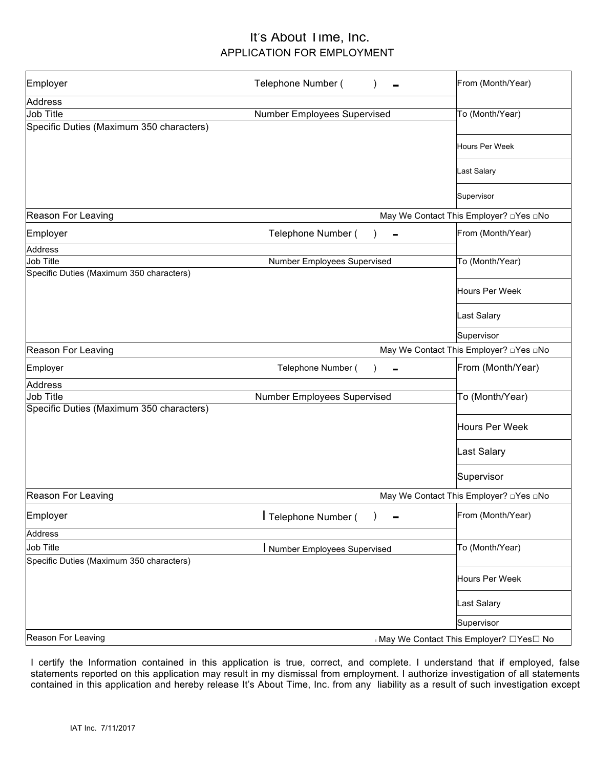# It's About Time, Inc.

## APPLICATION FOR EMPLOYMENT

| Employer | Telephone Number ( ) - | From (Month/Year) |
|---|---|---|
| Address | | |
| Job Title | Number Employees Supervised | To (Month/Year) |
| Specific Duties (Maximum 350 characters) | | Hours Per Week |
| | | Last Salary |
| | | Supervisor |
| Reason For Leaving | May We Contact This Employer? □Yes □No | |

| Employer | Telephone Number ( ) - | From (Month/Year) |
|---|---|---|
| Address | | |
| Job Title | Number Employees Supervised | To (Month/Year) |
| Specific Duties (Maximum 350 characters) | | Hours Per Week |
| | | Last Salary |
| | | Supervisor |
| Reason For Leaving | May We Contact This Employer? □Yes □No | |

| Employer | Telephone Number ( ) - | From (Month/Year) |
|---|---|---|
| Address | | |
| Job Title | Number Employees Supervised | To (Month/Year) |
| Specific Duties (Maximum 350 characters) | | Hours Per Week |
| | | Last Salary |
| | | Supervisor |
| Reason For Leaving | May We Contact This Employer? □Yes □No | |

| Employer | Telephone Number ( ) - | From (Month/Year) |
|---|---|---|
| Address | | |
| Job Title | Number Employees Supervised | To (Month/Year) |
| Specific Duties (Maximum 350 characters) | | Hours Per Week |
| | | Last Salary |
| | | Supervisor |
| Reason For Leaving | May We Contact This Employer? ☐Yes☐ No | |

I certify the Information contained in this application is true, correct, and complete. I understand that if employed, false statements reported on this application may result in my dismissal from employment. I authorize investigation of all statements contained in this application and hereby release It's About Time, Inc. from any liability as a result of such investigation except

IAT Inc. 7/11/2017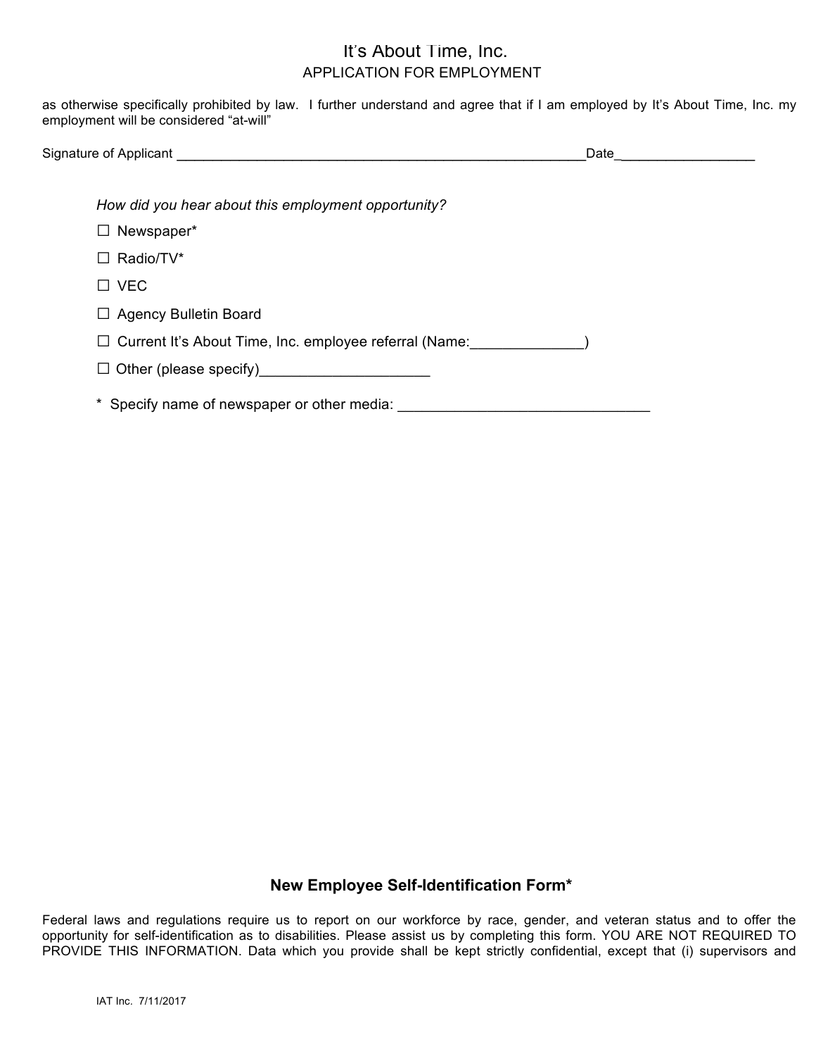It's About Time, Inc.
APPLICATION FOR EMPLOYMENT

as otherwise specifically prohibited by law. I further understand and agree that if I am employed by It's About Time, Inc. my employment will be considered "at-will"

Signature of Applicant ________________________________________________________Date__________________

*How did you hear about this employment opportunity?*

☐ Newspaper*

☐ Radio/TV*

☐ VEC

☐ Agency Bulletin Board

☐ Current It's About Time, Inc. employee referral (Name:______________)

☐ Other (please specify)_____________________

\* Specify name of newspaper or other media: _______________________________

## New Employee Self-Identification Form*

Federal laws and regulations require us to report on our workforce by race, gender, and veteran status and to offer the opportunity for self-identification as to disabilities. Please assist us by completing this form. YOU ARE NOT REQUIRED TO PROVIDE THIS INFORMATION. Data which you provide shall be kept strictly confidential, except that (i) supervisors and

IAT Inc. 7/11/2017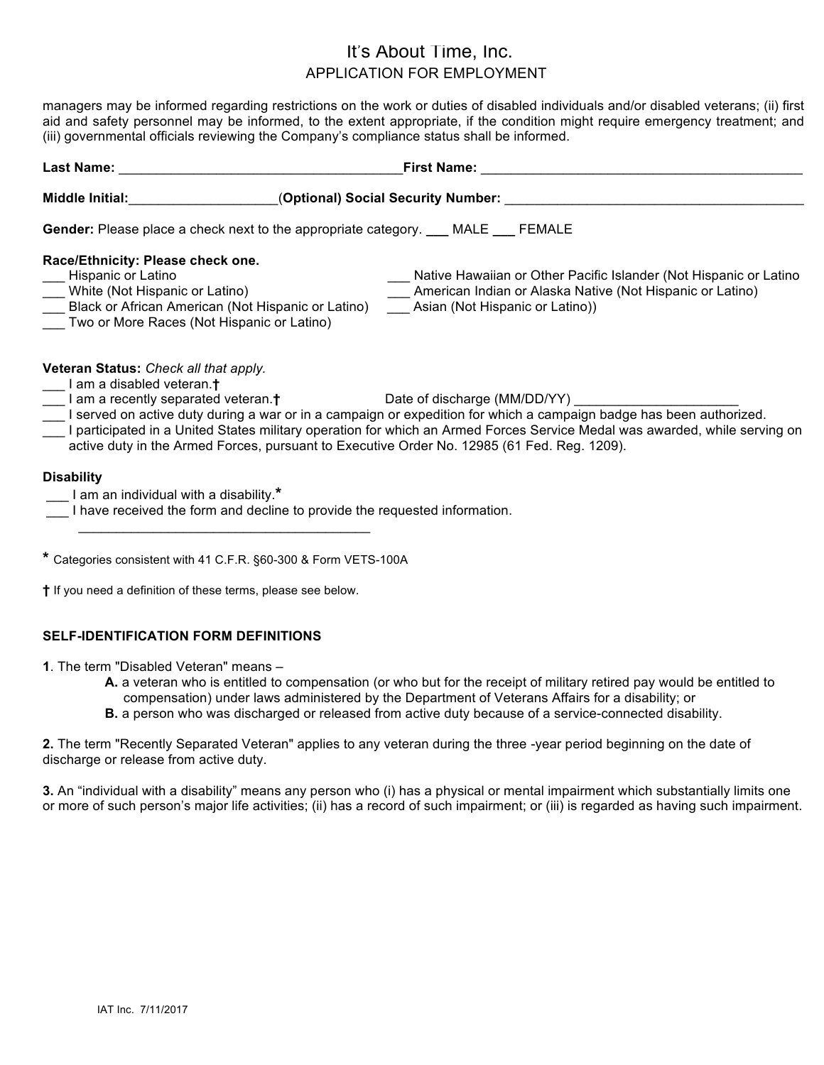# It's About Time, Inc.

## APPLICATION FOR EMPLOYMENT

managers may be informed regarding restrictions on the work or duties of disabled individuals and/or disabled veterans; (ii) first aid and safety personnel may be informed, to the extent appropriate, if the condition might require emergency treatment; and (iii) governmental officials reviewing the Company's compliance status shall be informed.

**Last Name:** ______________________________________**First Name:** ____________________________________________

**Middle Initial:**___________________(**Optional) Social Security Number:** _________________________________________

**Gender:** Please place a check next to the appropriate category. ___ MALE ___ FEMALE

**Race/Ethnicity: Please check one.**

___ Hispanic or Latino
___ White (Not Hispanic or Latino)
___ Black or African American (Not Hispanic or Latino)
___ Two or More Races (Not Hispanic or Latino)
___ Native Hawaiian or Other Pacific Islander (Not Hispanic or Latino
___ American Indian or Alaska Native (Not Hispanic or Latino)
___ Asian (Not Hispanic or Latino))

**Veteran Status:** *Check all that apply.*

___ I am a disabled veteran.**†**
___ I am a recently separated veteran.**†** Date of discharge (MM/DD/YY) _____________________
___ I served on active duty during a war or in a campaign or expedition for which a campaign badge has been authorized.
___ I participated in a United States military operation for which an Armed Forces Service Medal was awarded, while serving on active duty in the Armed Forces, pursuant to Executive Order No. 12985 (61 Fed. Reg. 1209).

**Disability**

___ I am an individual with a disability.**\***
___ I have received the form and decline to provide the requested information.
_______________________________________

**\*** Categories consistent with 41 C.F.R. §60-300 & Form VETS-100A

**†** If you need a definition of these terms, please see below.

### SELF-IDENTIFICATION FORM DEFINITIONS

**1**. The term "Disabled Veteran" means –

**A.** a veteran who is entitled to compensation (or who but for the receipt of military retired pay would be entitled to compensation) under laws administered by the Department of Veterans Affairs for a disability; or
**B.** a person who was discharged or released from active duty because of a service-connected disability.

**2.** The term "Recently Separated Veteran" applies to any veteran during the three -year period beginning on the date of discharge or release from active duty.

**3.** An "individual with a disability" means any person who (i) has a physical or mental impairment which substantially limits one or more of such person's major life activities; (ii) has a record of such impairment; or (iii) is regarded as having such impairment.

IAT Inc. 7/11/2017